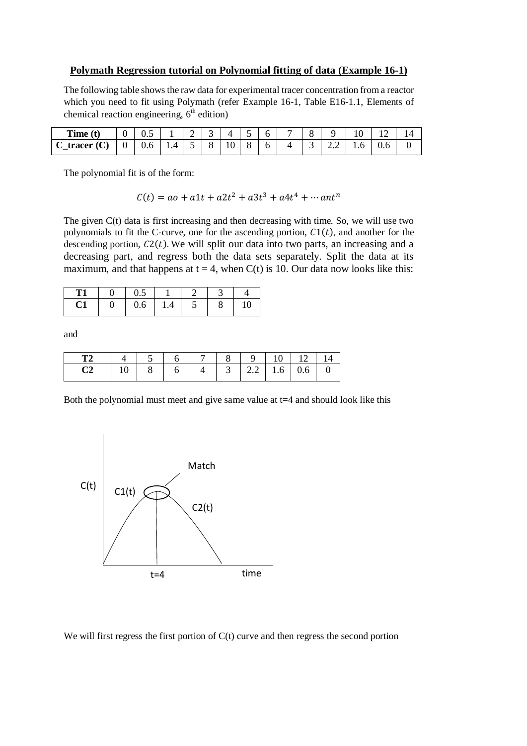**Polymath Regression tutorial on Polynomial fitting of data (Example 16-1)**

The following table shows the raw data for experimental tracer concentration from a reactor which you need to fit using Polymath (refer Example 16-1, Table E16-1.1, Elements of chemical reaction engineering, 6th edition)

| **Time (t)** | 0 | 0.5 | 1 | 2 | 3 | 4 | 5 | 6 | 7 | 8 | 9 | 10 | 12 | 14 |
|---|---|---|---|---|---|---|---|---|---|---|---|---|---|---|
| **C_tracer (C)** | 0 | 0.6 | 1.4 | 5 | 8 | 10 | 8 | 6 | 4 | 3 | 2.2 | 1.6 | 0.6 | 0 |

The polynomial fit is of the form:

$$C(t) = ao + a1t + a2t^2 + a3t^3 + a4t^4 + \cdots ant^n$$

The given C(t) data is first increasing and then decreasing with time. So, we will use two polynomials to fit the C-curve, one for the ascending portion, $C1(t)$, and another for the descending portion, $C2(t)$. We will split our data into two parts, an increasing and a decreasing part, and regress both the data sets separately. Split the data at its maximum, and that happens at t = 4, when C(t) is 10. Our data now looks like this:

| **T1** | 0 | 0.5 | 1 | 2 | 3 | 4 |
|---|---|---|---|---|---|---|
| **C1** | 0 | 0.6 | 1.4 | 5 | 8 | 10 |

and

| **T2** | 4 | 5 | 6 | 7 | 8 | 9 | 10 | 12 | 14 |
|---|---|---|---|---|---|---|---|---|---|
| **C2** | 10 | 8 | 6 | 4 | 3 | 2.2 | 1.6 | 0.6 | 0 |

Both the polynomial must meet and give same value at t=4 and should look like this

We will first regress the first portion of C(t) curve and then regress the second portion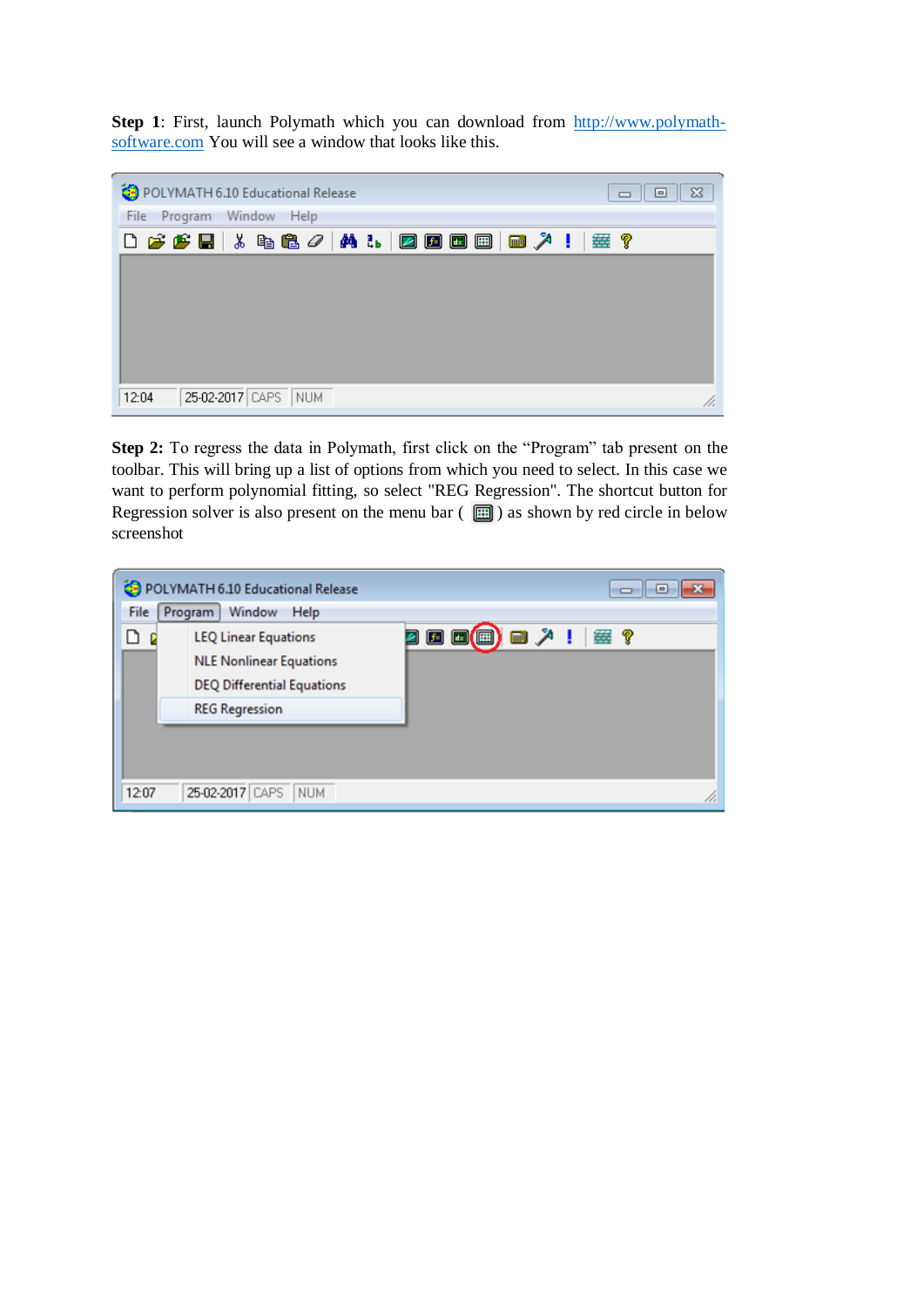**Step 1**: First, launch Polymath which you can download from [http://www.polymath-software.com](http://www.polymath-software.com) You will see a window that looks like this.

**Step 2:** To regress the data in Polymath, first click on the "Program" tab present on the toolbar. This will bring up a list of options from which you need to select. In this case we want to perform polynomial fitting, so select "REG Regression". The shortcut button for Regression solver is also present on the menu bar ( ) as shown by red circle in below screenshot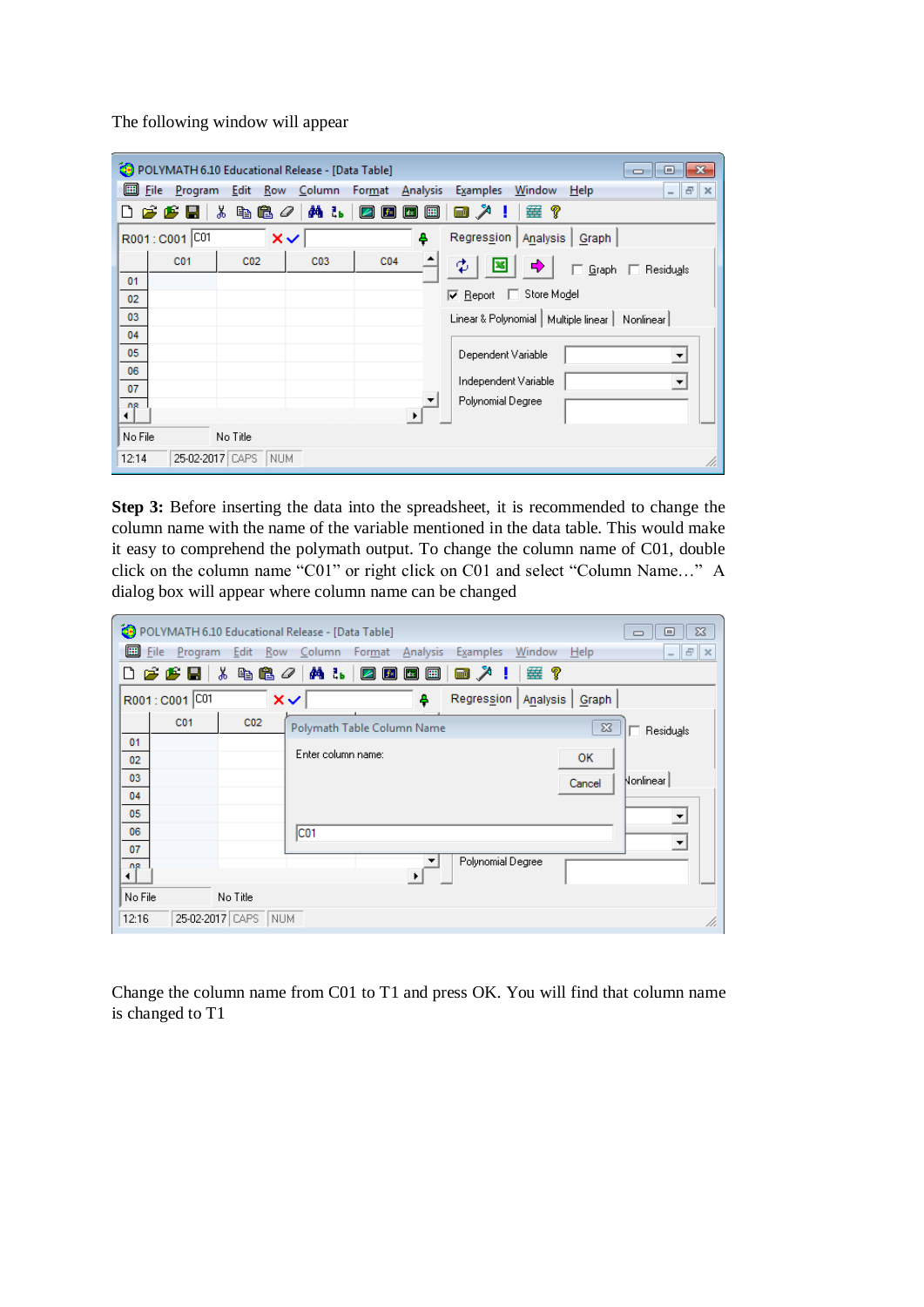The following window will appear

**Step 3:** Before inserting the data into the spreadsheet, it is recommended to change the column name with the name of the variable mentioned in the data table. This would make it easy to comprehend the polymath output. To change the column name of C01, double click on the column name “C01” or right click on C01 and select “Column Name…” A dialog box will appear where column name can be changed

Change the column name from C01 to T1 and press OK. You will find that column name is changed to T1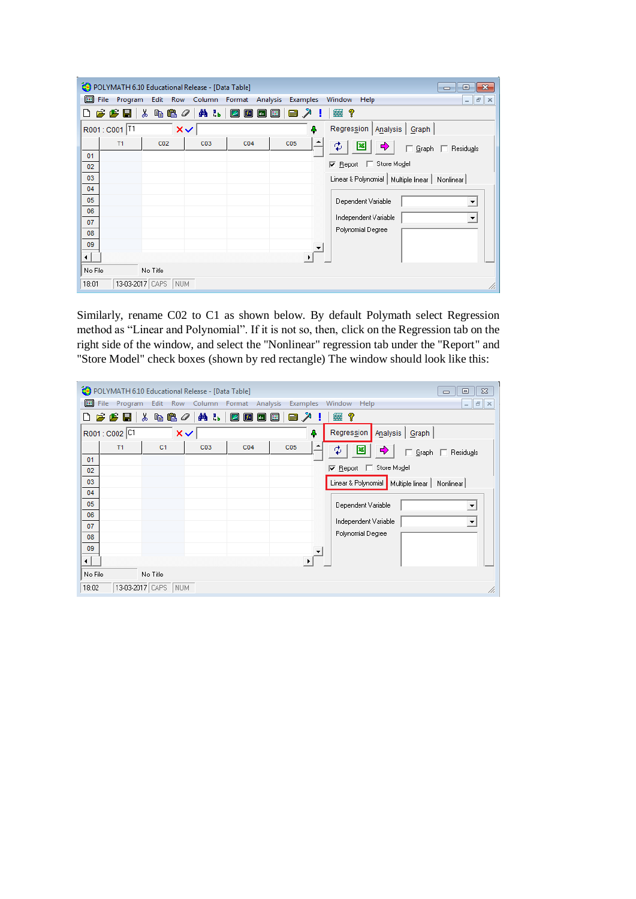Similarly, rename C02 to C1 as shown below. By default Polymath select Regression method as "Linear and Polynomial". If it is not so, then, click on the Regression tab on the right side of the window, and select the "Nonlinear" regression tab under the "Report" and "Store Model" check boxes (shown by red rectangle) The window should look like this: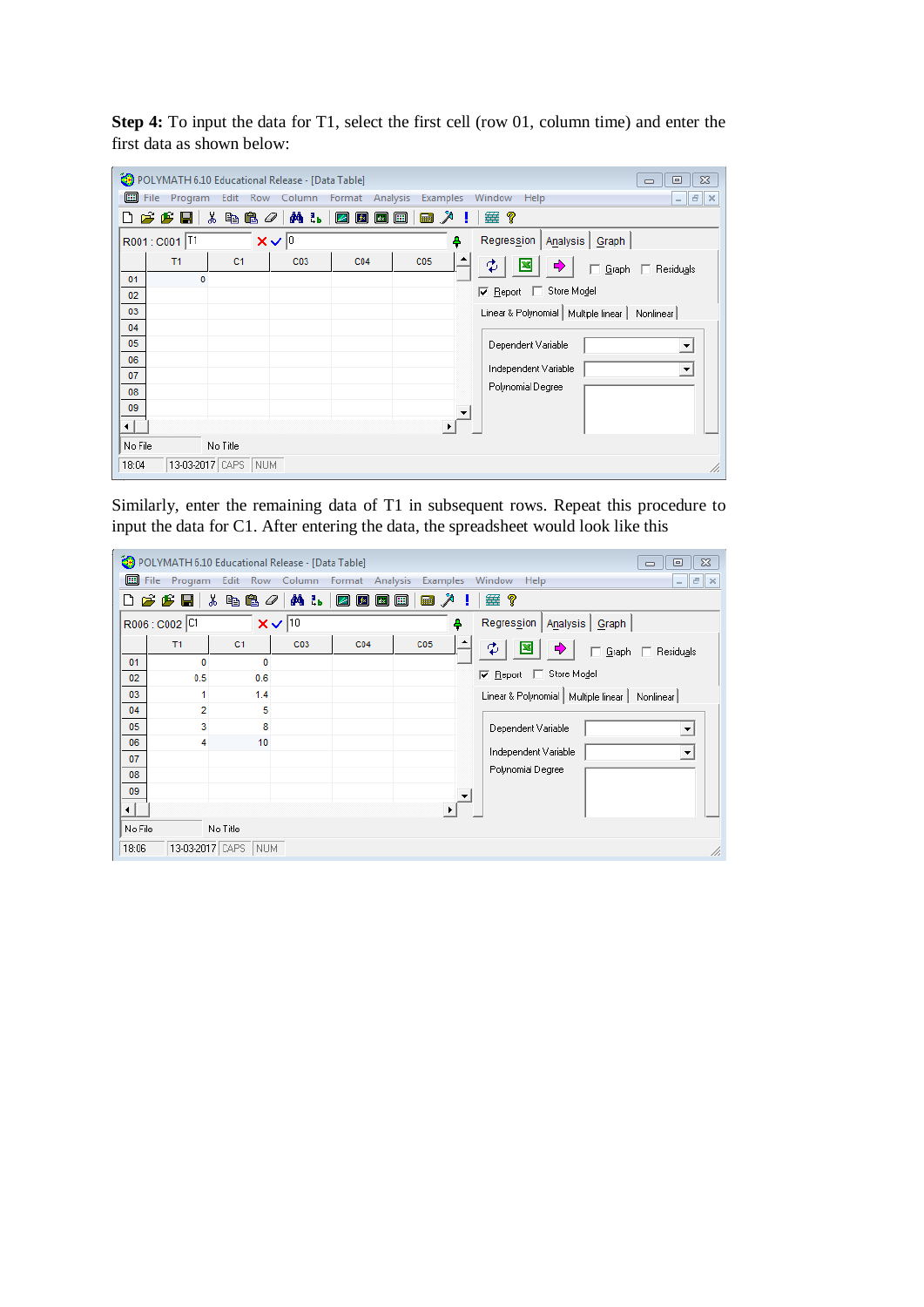**Step 4:** To input the data for T1, select the first cell (row 01, column time) and enter the first data as shown below:

Similarly, enter the remaining data of T1 in subsequent rows. Repeat this procedure to input the data for C1. After entering the data, the spreadsheet would look like this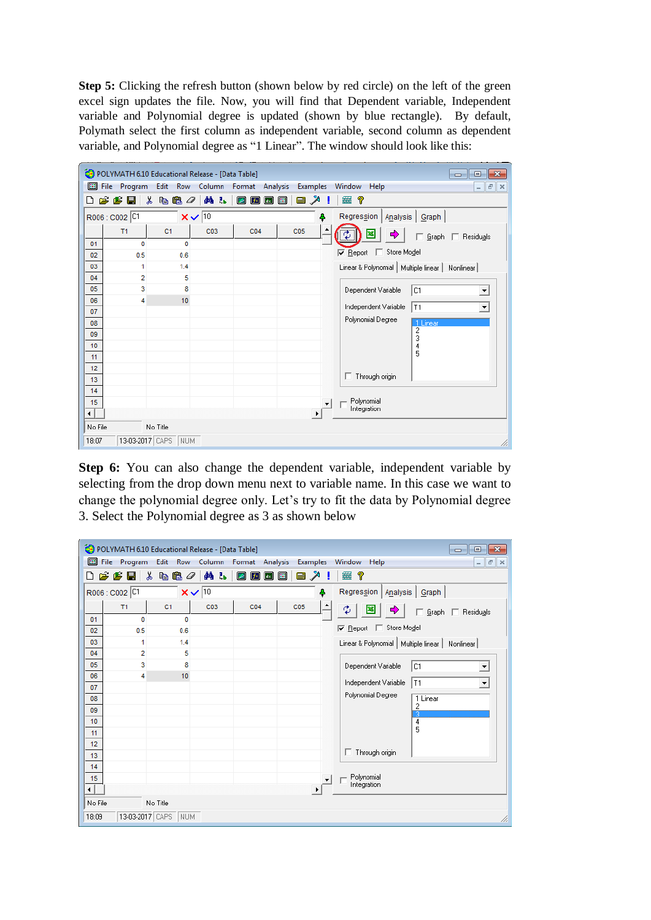**Step 5:** Clicking the refresh button (shown below by red circle) on the left of the green excel sign updates the file. Now, you will find that Dependent variable, Independent variable and Polynomial degree is updated (shown by blue rectangle). By default, Polymath select the first column as independent variable, second column as dependent variable, and Polynomial degree as "1 Linear". The window should look like this:

**Step 6:** You can also change the dependent variable, independent variable by selecting from the drop down menu next to variable name. In this case we want to change the polynomial degree only. Let's try to fit the data by Polynomial degree 3. Select the Polynomial degree as 3 as shown below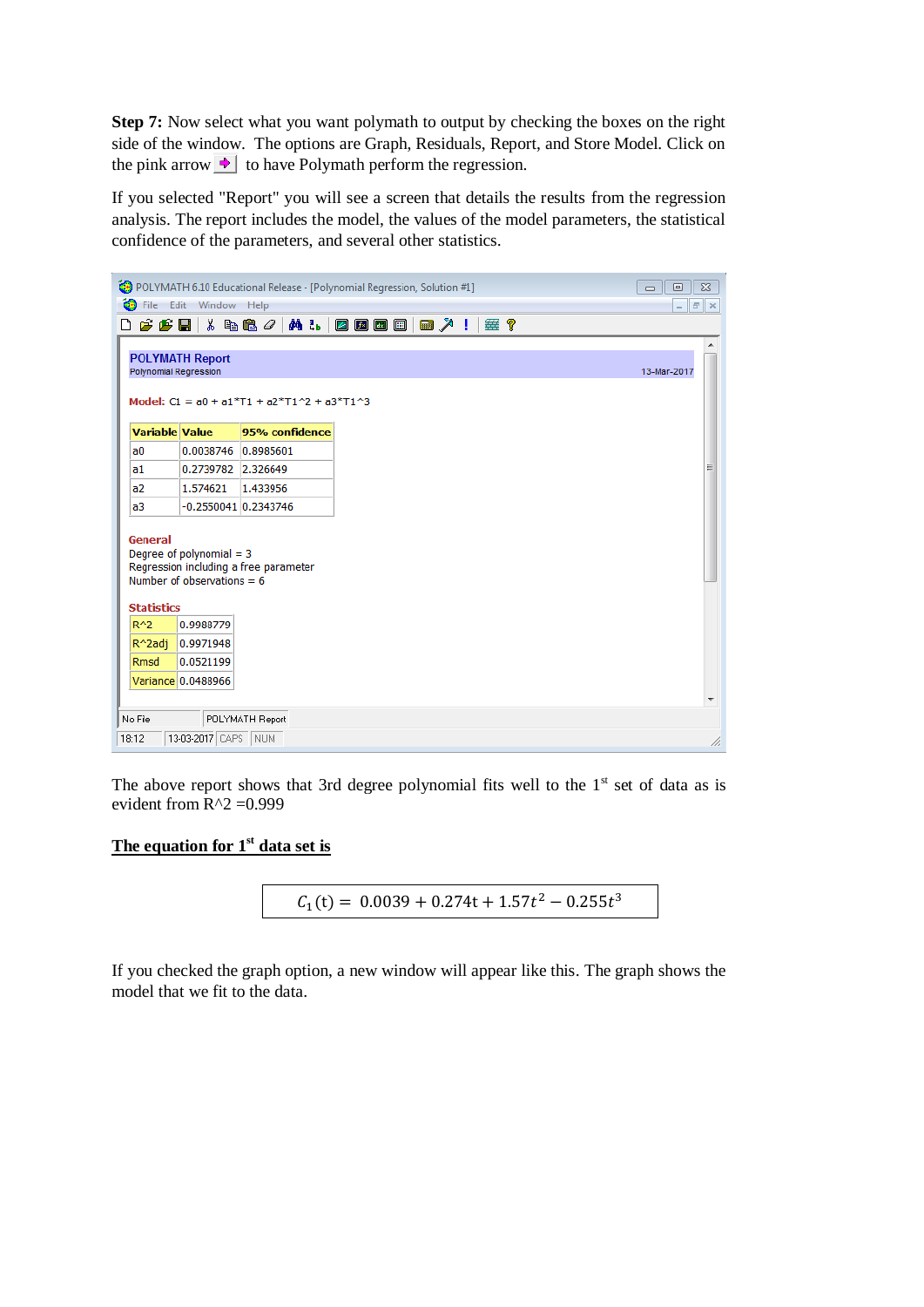**Step 7:** Now select what you want polymath to output by checking the boxes on the right side of the window. The options are Graph, Residuals, Report, and Store Model. Click on the pink arrow to have Polymath perform the regression.

If you selected "Report" you will see a screen that details the results from the regression analysis. The report includes the model, the values of the model parameters, the statistical confidence of the parameters, and several other statistics.

POLYMATH 6.10 Educational Release - [Polynomial Regression, Solution #1]

**POLYMATH Report**
Polynomial Regression — 13-Mar-2017

**Model:** C1 = a0 + a1*T1 + a2*T1^2 + a3*T1^3

| Variable | Value | 95% confidence |
|---|---|---|
| a0 | 0.0038746 | 0.8985601 |
| a1 | 0.2739782 | 2.326649 |
| a2 | 1.574621 | 1.433956 |
| a3 | -0.2550041 | 0.2343746 |

**General**
Degree of polynomial = 3
Regression including a free parameter
Number of observations = 6

**Statistics**

| | |
|---|---|
| R^2 | 0.9988779 |
| R^2adj | 0.9971948 |
| Rmsd | 0.0521199 |
| Variance | 0.0488966 |

The above report shows that 3rd degree polynomial fits well to the 1st set of data as is evident from R^2 =0.999

**The equation for 1st data set is**

$$C_1(\mathrm{t}) = 0.0039 + 0.274\mathrm{t} + 1.57t^2 - 0.255t^3$$

If you checked the graph option, a new window will appear like this. The graph shows the model that we fit to the data.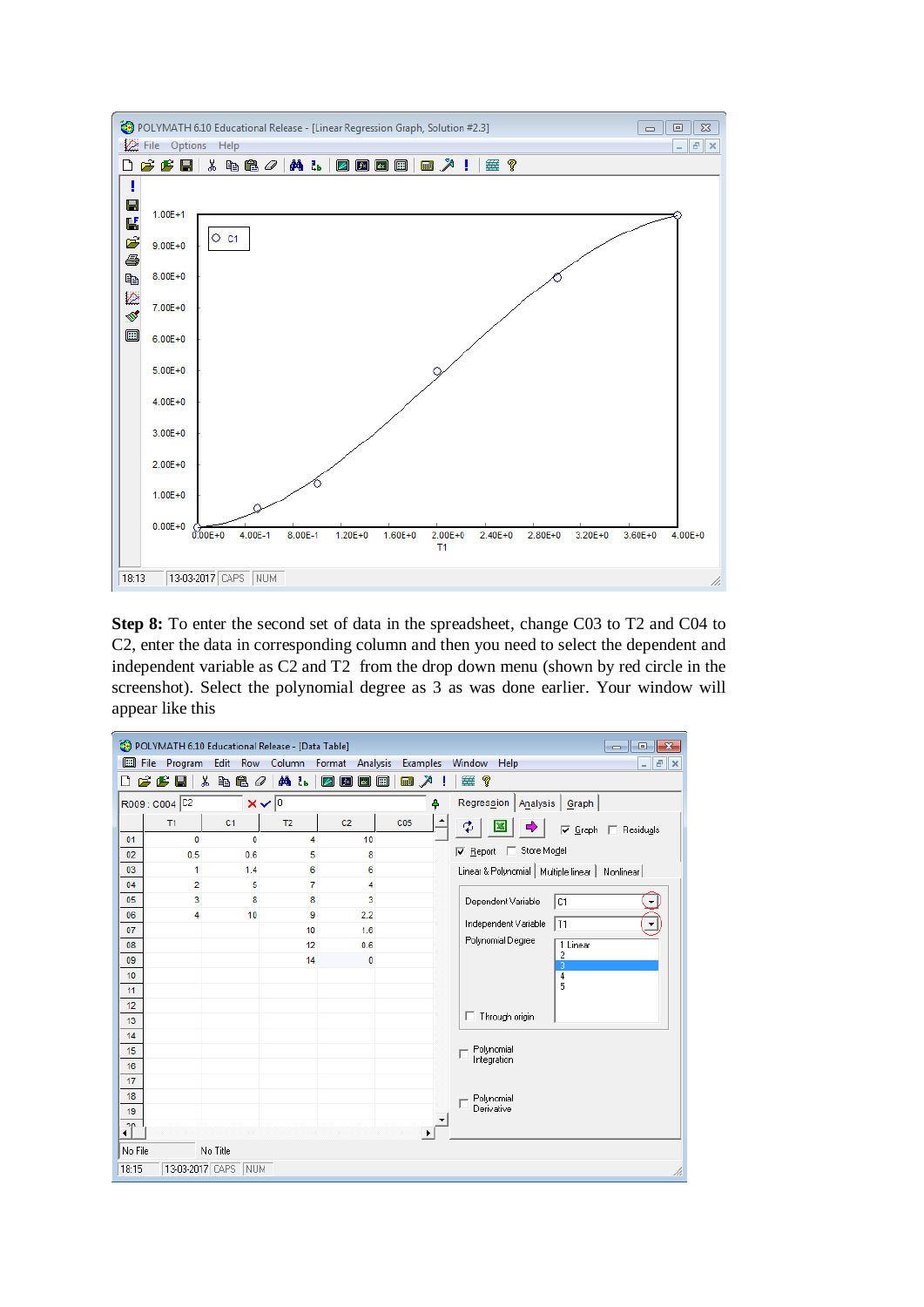**Step 8:** To enter the second set of data in the spreadsheet, change C03 to T2 and C04 to C2, enter the data in corresponding column and then you need to select the dependent and independent variable as C2 and T2 from the drop down menu (shown by red circle in the screenshot). Select the polynomial degree as 3 as was done earlier. Your window will appear like this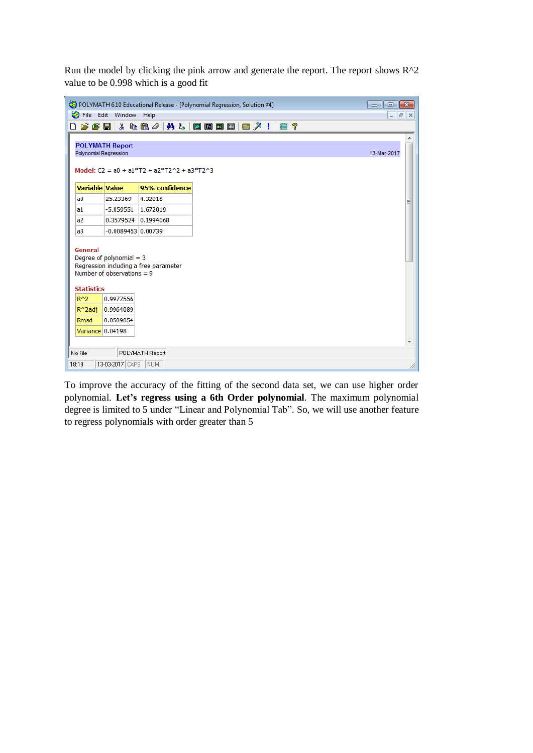Run the model by clicking the pink arrow and generate the report. The report shows R^2 value to be 0.998 which is a good fit

POLYMATH 6.10 Educational Release - [Polynomial Regression, Solution #4]

**POLYMATH Report**
Polynomial Regression 13-Mar-2017

**Model:** C2 = a0 + a1\*T2 + a2\*T2^2 + a3\*T2^3

| Variable | Value | 95% confidence |
|---|---|---|
| a0 | 25.23369 | 4.32018 |
| a1 | -5.059551 | 1.672019 |
| a2 | 0.3579524 | 0.1994068 |
| a3 | -0.0089453 | 0.00739 |

**General**
Degree of polynomial = 3
Regression including a free parameter
Number of observations = 9

**Statistics**

| | |
|---|---|
| R^2 | 0.9977556 |
| R^2adj | 0.9964089 |
| Rmsd | 0.0509054 |
| Variance | 0.04198 |

To improve the accuracy of the fitting of the second data set, we can use higher order polynomial. **Let's regress using a 6th Order polynomial**. The maximum polynomial degree is limited to 5 under "Linear and Polynomial Tab". So, we will use another feature to regress polynomials with order greater than 5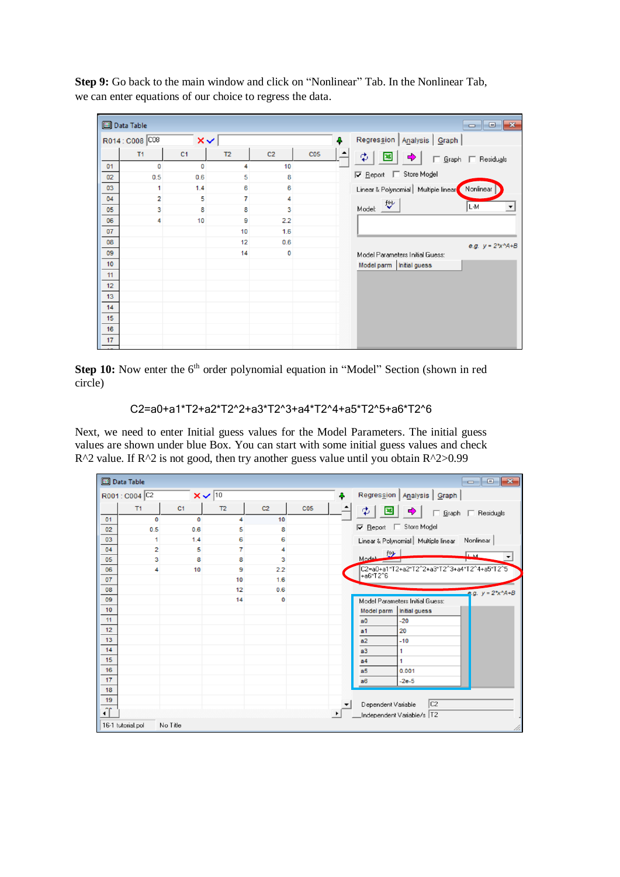**Step 9:** Go back to the main window and click on "Nonlinear" Tab. In the Nonlinear Tab, we can enter equations of our choice to regress the data.

**Step 10:** Now enter the 6[th] order polynomial equation in "Model" Section (shown in red circle)

C2=a0+a1*T2+a2*T2^2+a3*T2^3+a4*T2^4+a5*T2^5+a6*T2^6

Next, we need to enter Initial guess values for the Model Parameters. The initial guess values are shown under blue Box. You can start with some initial guess values and check R^2 value. If R^2 is not good, then try another guess value until you obtain R^2>0.99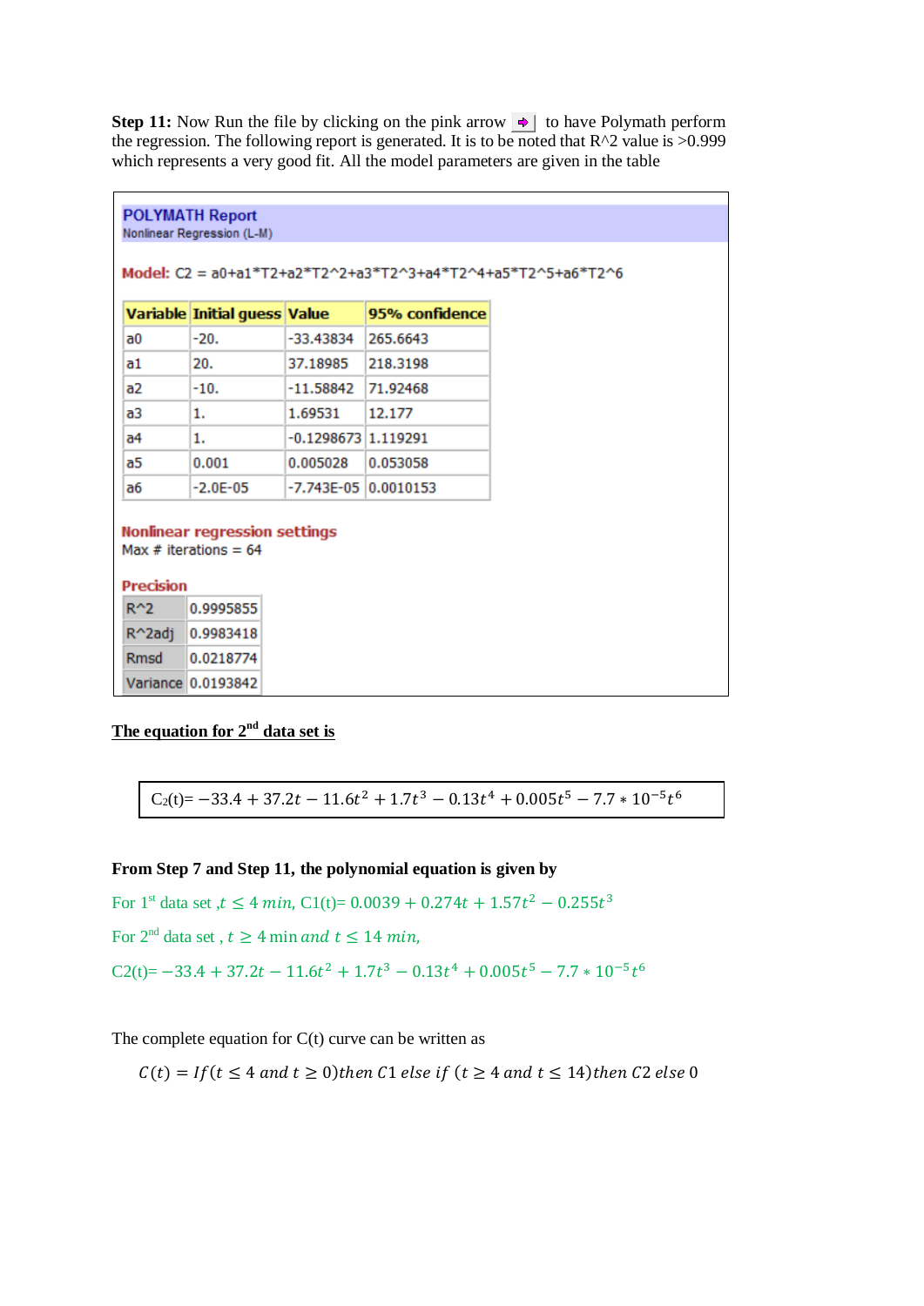**Step 11:** Now Run the file by clicking on the pink arrow ➪ to have Polymath perform the regression. The following report is generated. It is to be noted that R^2 value is >0.999 which represents a very good fit. All the model parameters are given in the table

**POLYMATH Report**
Nonlinear Regression (L-M)

**Model:** C2 = a0+a1*T2+a2*T2^2+a3*T2^3+a4*T2^4+a5*T2^5+a6*T2^6

| Variable | Initial guess | Value | 95% confidence |
|---|---|---|---|
| a0 | -20. | -33.43834 | 265.6643 |
| a1 | 20. | 37.18985 | 218.3198 |
| a2 | -10. | -11.58842 | 71.92468 |
| a3 | 1. | 1.69531 | 12.177 |
| a4 | 1. | -0.1298673 | 1.119291 |
| a5 | 0.001 | 0.005028 | 0.053058 |
| a6 | -2.0E-05 | -7.743E-05 | 0.0010153 |

**Nonlinear regression settings**
Max # iterations = 64

**Precision**

| | |
|---|---|
| R^2 | 0.9995855 |
| R^2adj | 0.9983418 |
| Rmsd | 0.0218774 |
| Variance | 0.0193842 |

**The equation for 2nd data set is**

$$C_2(t) = -33.4 + 37.2t - 11.6t^2 + 1.7t^3 - 0.13t^4 + 0.005t^5 - 7.7 * 10^{-5}t^6$$

**From Step 7 and Step 11, the polynomial equation is given by**

For 1st data set , $t \leq 4\ min$, $C1(t) = 0.0039 + 0.274t + 1.57t^2 - 0.255t^3$

For 2nd data set , $t \geq 4\ min\ and\ t \leq 14\ min$,

$C2(t) = -33.4 + 37.2t - 11.6t^2 + 1.7t^3 - 0.13t^4 + 0.005t^5 - 7.7 * 10^{-5}t^6$

The complete equation for C(t) curve can be written as

$$C(t) = If(t \leq 4\ and\ t \geq 0)\ then\ C1\ else\ if\ (t \geq 4\ and\ t \leq 14)\ then\ C2\ else\ 0$$